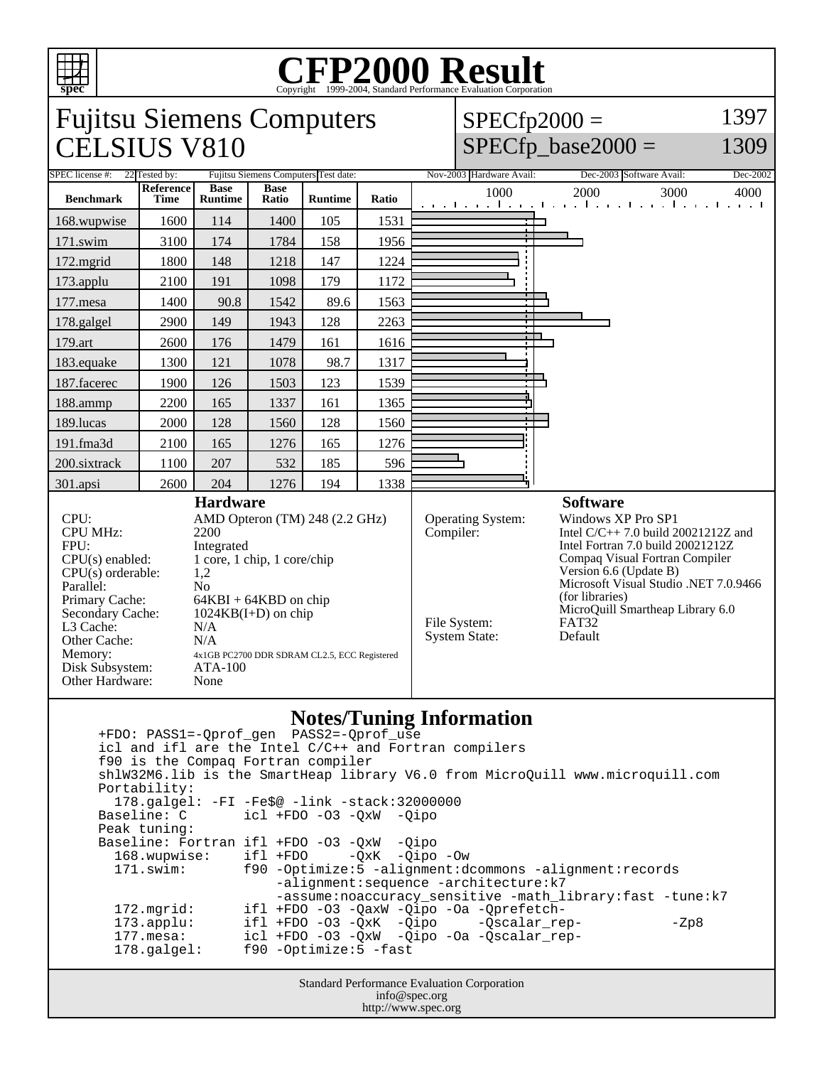# CFP2000 Result

Copyright 1999-2004, Standard Performance Evaluation Corporation

## Fujitsu Siemens Computers CELSIUS V810

SPECfp2000 = 1397

SPECfp_base2000 = 1309

| SPEC license #: | 22 | Tested by: | Fujitsu Siemens Computers | Test date: | Nov-2003 | Hardware Avail: | Dec-2003 | Software Avail: | Dec-2002 |
|---|---|---|---|---|---|---|---|---|---|

| Benchmark | Reference Time | Base Runtime | Base Ratio | Runtime | Ratio |
|---|---|---|---|---|---|
| 168.wupwise | 1600 | 114 | 1400 | 105 | 1531 |
| 171.swim | 3100 | 174 | 1784 | 158 | 1956 |
| 172.mgrid | 1800 | 148 | 1218 | 147 | 1224 |
| 173.applu | 2100 | 191 | 1098 | 179 | 1172 |
| 177.mesa | 1400 | 90.8 | 1542 | 89.6 | 1563 |
| 178.galgel | 2900 | 149 | 1943 | 128 | 2263 |
| 179.art | 2600 | 176 | 1479 | 161 | 1616 |
| 183.equake | 1300 | 121 | 1078 | 98.7 | 1317 |
| 187.facerec | 1900 | 126 | 1503 | 123 | 1539 |
| 188.ammp | 2200 | 165 | 1337 | 161 | 1365 |
| 189.lucas | 2000 | 128 | 1560 | 128 | 1560 |
| 191.fma3d | 2100 | 165 | 1276 | 165 | 1276 |
| 200.sixtrack | 1100 | 207 | 532 | 185 | 596 |
| 301.apsi | 2600 | 204 | 1276 | 194 | 1338 |

### Hardware

| | |
|---|---|
| CPU: | AMD Opteron (TM) 248 (2.2 GHz) |
| CPU MHz: | 2200 |
| FPU: | Integrated |
| CPU(s) enabled: | 1 core, 1 chip, 1 core/chip |
| CPU(s) orderable: | 1,2 |
| Parallel: | No |
| Primary Cache: | 64KBI + 64KBD on chip |
| Secondary Cache: | 1024KB(I+D) on chip |
| L3 Cache: | N/A |
| Other Cache: | N/A |
| Memory: | 4x1GB PC2700 DDR SDRAM CL2.5, ECC Registered |
| Disk Subsystem: | ATA-100 |
| Other Hardware: | None |

### Software

| | |
|---|---|
| Operating System: | Windows XP Pro SP1 |
| Compiler: | Intel C/C++ 7.0 build 20021212Z and Intel Fortran 7.0 build 20021212Z Compaq Visual Fortran Compiler Version 6.6 (Update B) Microsoft Visual Studio .NET 7.0.9466 (for libraries) MicroQuill Smartheap Library 6.0 |
| File System: | FAT32 |
| System State: | Default |

### Notes/Tuning Information

```
+FDO: PASS1=-Qprof_gen  PASS2=-Qprof_use
icl and ifl are the Intel C/C++ and Fortran compilers
f90 is the Compaq Fortran compiler
shlW32M6.lib is the SmartHeap library V6.0 from MicroQuill www.microquill.com
Portability:
  178.galgel: -FI -Fe$@ -link -stack:32000000
Baseline: C       icl +FDO -O3 -QxW  -Qipo
Peak tuning:
Baseline: Fortran ifl +FDO -O3 -QxW  -Qipo
  168.wupwise:    ifl +FDO     -QxK  -Qipo -Ow
  171.swim:       f90 -Optimize:5 -alignment:dcommons -alignment:records
                      -alignment:sequence -architecture:k7
                      -assume:noaccuracy_sensitive -math_library:fast -tune:k7
  172.mgrid:      ifl +FDO -O3 -QaxW -Qipo -Oa -Qprefetch-
  173.applu:      ifl +FDO -O3 -QxK  -Qipo     -Qscalar_rep-          -Zp8
  177.mesa:       icl +FDO -O3 -QxW  -Qipo -Oa -Qscalar_rep-
  178.galgel:     f90 -Optimize:5 -fast
```

Standard Performance Evaluation Corporation
info@spec.org
http://www.spec.org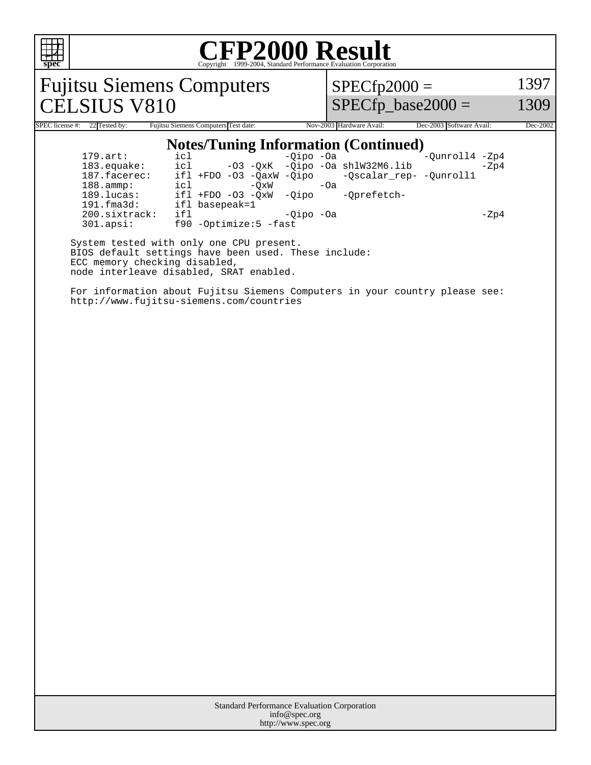# CFP2000 Result

Copyright 1999-2004, Standard Performance Evaluation Corporation

## Fujitsu Siemens Computers
## CELSIUS V810

SPECfp2000 = 1397

SPECfp_base2000 = 1309

| SPEC license #: | 22 | Tested by: | Fujitsu Siemens Computers | Test date: | Nov-2003 | Hardware Avail: | Dec-2003 | Software Avail: | Dec-2002 |
|---|---|---|---|---|---|---|---|---|---|

### Notes/Tuning Information (Continued)

```
179.art:        icl                 -Qipo -Oa                -Qunroll4 -Zp4
183.equake:     icl      -O3 -QxK  -Qipo -Oa shlW32M6.lib           -Zp4
187.facerec:    ifl +FDO -O3 -QaxW -Qipo     -Qscalar_rep- -Qunroll1
188.ammp:       icl           -QxW        -Oa
189.lucas:      ifl +FDO -O3 -QxW  -Qipo     -Qprefetch-
191.fma3d:      ifl basepeak=1
200.sixtrack:   ifl                 -Qipo -Oa                          -Zp4
301.apsi:       f90 -Optimize:5 -fast
```

System tested with only one CPU present.
BIOS default settings have been used. These include:
ECC memory checking disabled,
node interleave disabled, SRAT enabled.

For information about Fujitsu Siemens Computers in your country please see:
http://www.fujitsu-siemens.com/countries

Standard Performance Evaluation Corporation
info@spec.org
http://www.spec.org